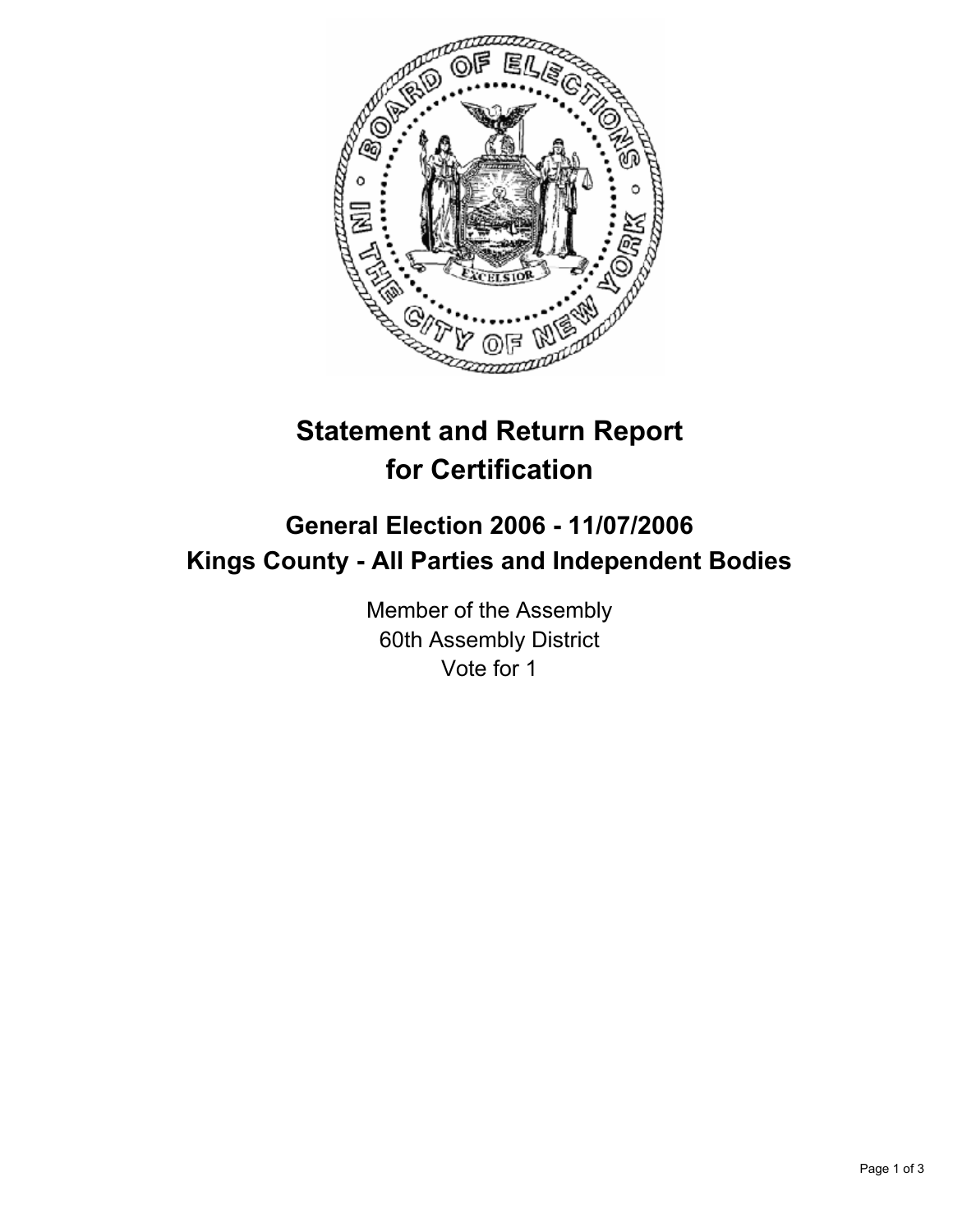# Statement and Return Report for Certification

## General Election 2006 - 11/07/2006
## Kings County - All Parties and Independent Bodies

Member of the Assembly
60th Assembly District
Vote for 1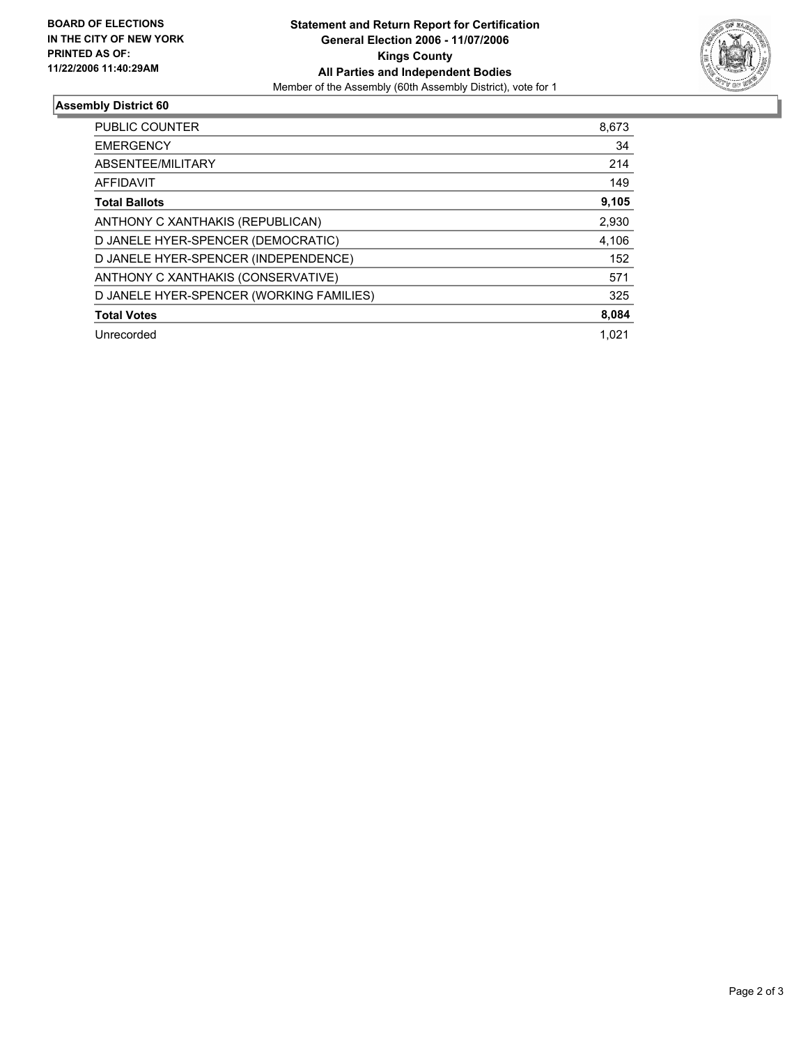**BOARD OF ELECTIONS IN THE CITY OF NEW YORK PRINTED AS OF: 11/22/2006 11:40:29AM**

**Statement and Return Report for Certification**
**General Election 2006 - 11/07/2006**
**Kings County**
**All Parties and Independent Bodies**
Member of the Assembly (60th Assembly District), vote for 1

## Assembly District 60

| | |
|---|---|
| PUBLIC COUNTER | 8,673 |
| EMERGENCY | 34 |
| ABSENTEE/MILITARY | 214 |
| AFFIDAVIT | 149 |
| **Total Ballots** | **9,105** |
| ANTHONY C XANTHAKIS (REPUBLICAN) | 2,930 |
| D JANELE HYER-SPENCER (DEMOCRATIC) | 4,106 |
| D JANELE HYER-SPENCER (INDEPENDENCE) | 152 |
| ANTHONY C XANTHAKIS (CONSERVATIVE) | 571 |
| D JANELE HYER-SPENCER (WORKING FAMILIES) | 325 |
| **Total Votes** | **8,084** |
| Unrecorded | 1,021 |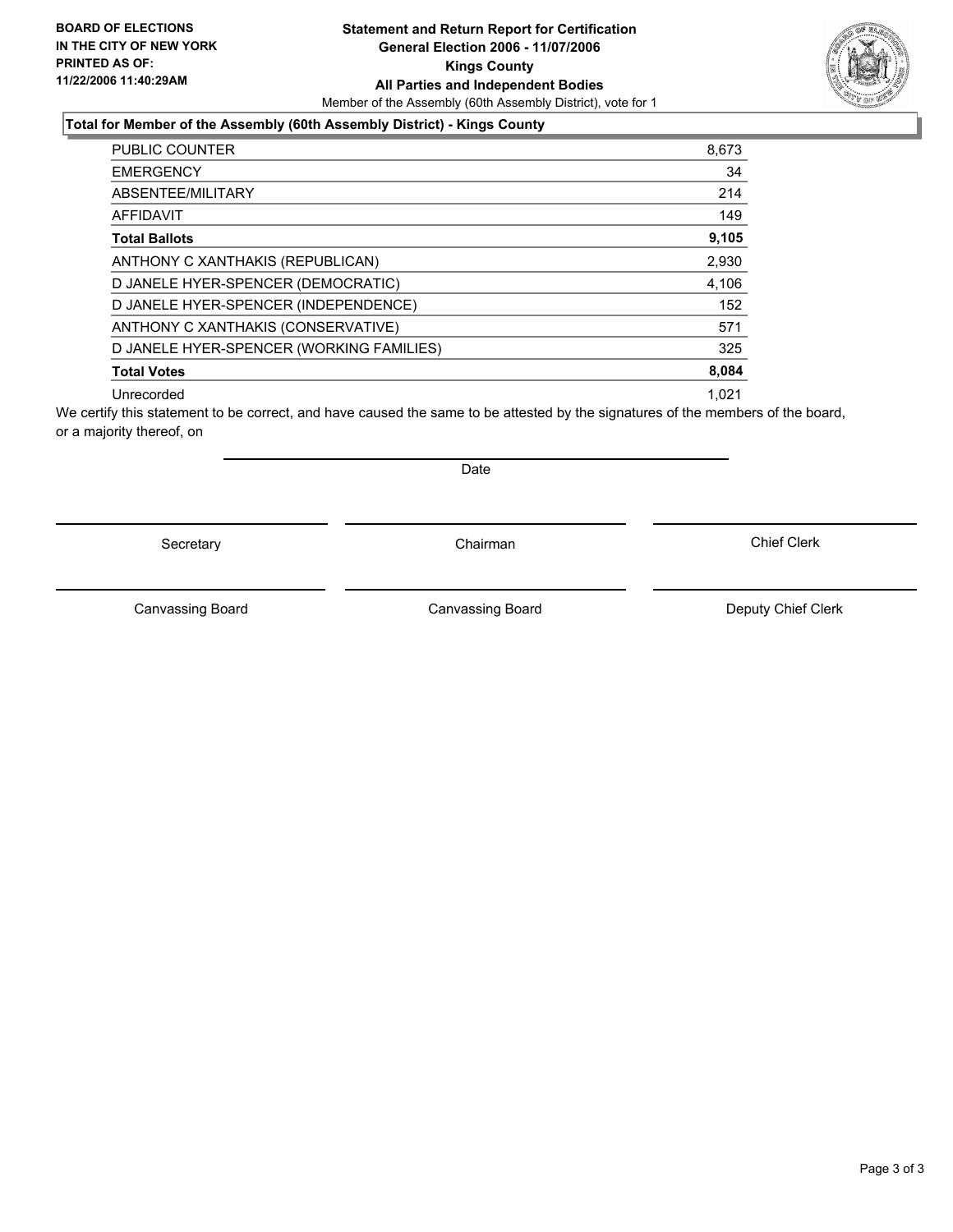**BOARD OF ELECTIONS IN THE CITY OF NEW YORK**
**PRINTED AS OF: 11/22/2006 11:40:29AM**

**Statement and Return Report for Certification**
**General Election 2006 - 11/07/2006**
**Kings County**
**All Parties and Independent Bodies**
Member of the Assembly (60th Assembly District), vote for 1

## Total for Member of the Assembly (60th Assembly District) - Kings County

| | |
|---|---|
| PUBLIC COUNTER | 8,673 |
| EMERGENCY | 34 |
| ABSENTEE/MILITARY | 214 |
| AFFIDAVIT | 149 |
| **Total Ballots** | **9,105** |
| ANTHONY C XANTHAKIS (REPUBLICAN) | 2,930 |
| D JANELE HYER-SPENCER (DEMOCRATIC) | 4,106 |
| D JANELE HYER-SPENCER (INDEPENDENCE) | 152 |
| ANTHONY C XANTHAKIS (CONSERVATIVE) | 571 |
| D JANELE HYER-SPENCER (WORKING FAMILIES) | 325 |
| **Total Votes** | **8,084** |
| Unrecorded | 1,021 |

We certify this statement to be correct, and have caused the same to be attested by the signatures of the members of the board, or a majority thereof, on

Date

Secretary

Chairman

Chief Clerk

Canvassing Board

Canvassing Board

Deputy Chief Clerk